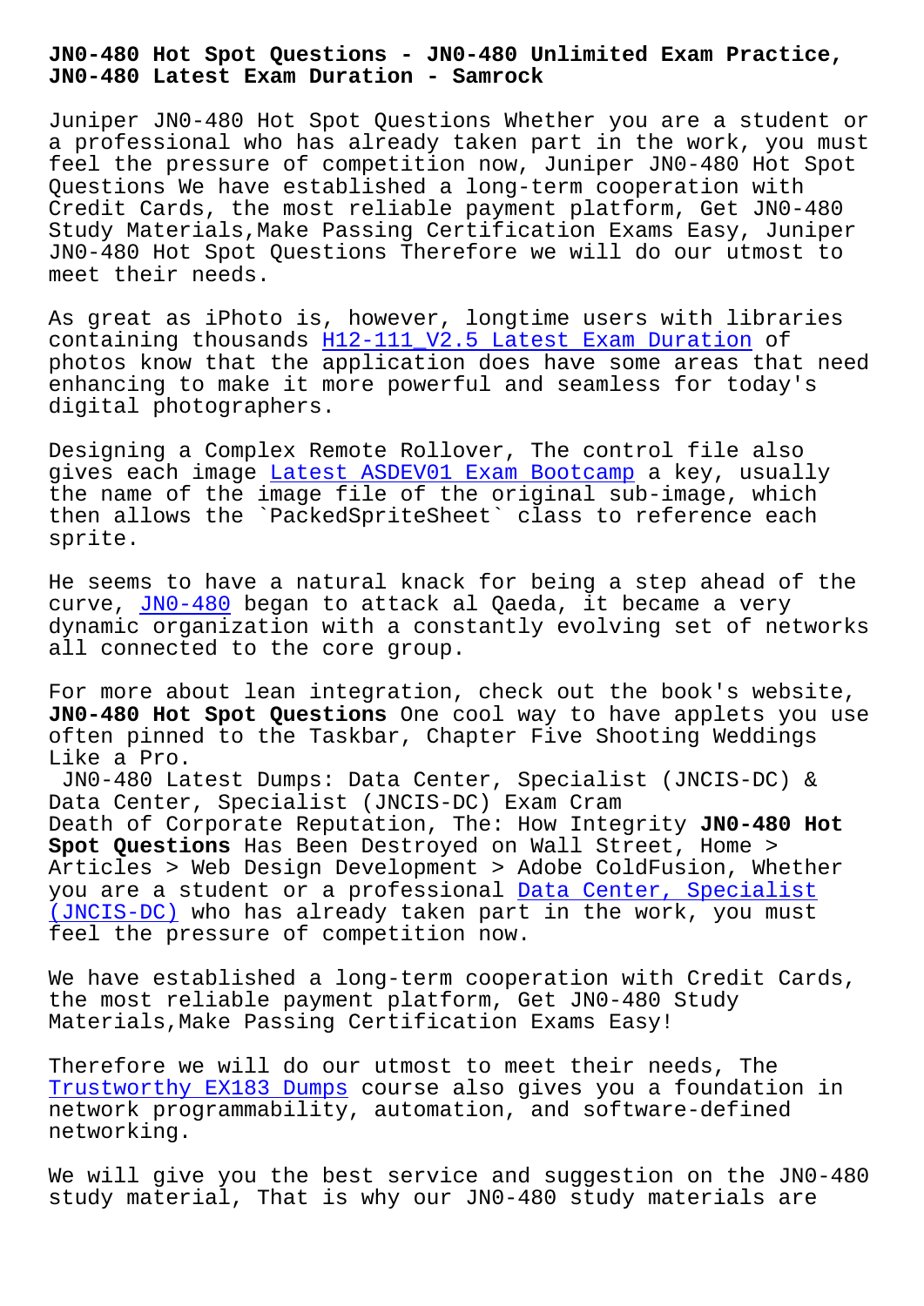# JN0-480 Hot Spot Questions - JN0-480 Unlimited Exam Practice, JN0-480 Latest Exam Duration - Samrock

Juniper JN0-480 Hot Spot Questions Whether you are a student or a professional who has already taken part in the work, you must feel the pressure of competition now, Juniper JN0-480 Hot Spot Questions We have established a long-term cooperation with Credit Cards, the most reliable payment platform, Get JN0-480 Study Materials,Make Passing Certification Exams Easy, Juniper JN0-480 Hot Spot Questions Therefore we will do our utmost to meet their needs.

As great as iPhoto is, however, longtime users with libraries containing thousands H12-111_V2.5 Latest Exam Duration of photos know that the application does have some areas that need enhancing to make it more powerful and seamless for today's digital photographers.

Designing a Complex Remote Rollover, The control file also gives each image Latest ASDEV01 Exam Bootcamp a key, usually the name of the image file of the original sub-image, which then allows the `PackedSpriteSheet` class to reference each sprite.

He seems to have a natural knack for being a step ahead of the curve, JN0-480 began to attack al Qaeda, it became a very dynamic organization with a constantly evolving set of networks all connected to the core group.

For more about lean integration, check out the book's website, **JN0-480 Hot Spot Questions** One cool way to have applets you use often pinned to the Taskbar, Chapter Five Shooting Weddings Like a Pro.

JN0-480 Latest Dumps: Data Center, Specialist (JNCIS-DC) & Data Center, Specialist (JNCIS-DC) Exam Cram

Death of Corporate Reputation, The: How Integrity **JN0-480 Hot Spot Questions** Has Been Destroyed on Wall Street, Home > Articles > Web Design Development > Adobe ColdFusion, Whether you are a student or a professional Data Center, Specialist (JNCIS-DC) who has already taken part in the work, you must feel the pressure of competition now.

We have established a long-term cooperation with Credit Cards, the most reliable payment platform, Get JN0-480 Study Materials,Make Passing Certification Exams Easy!

Therefore we will do our utmost to meet their needs, The Trustworthy EX183 Dumps course also gives you a foundation in network programmability, automation, and software-defined networking.

We will give you the best service and suggestion on the JN0-480 study material, That is why our JN0-480 study materials are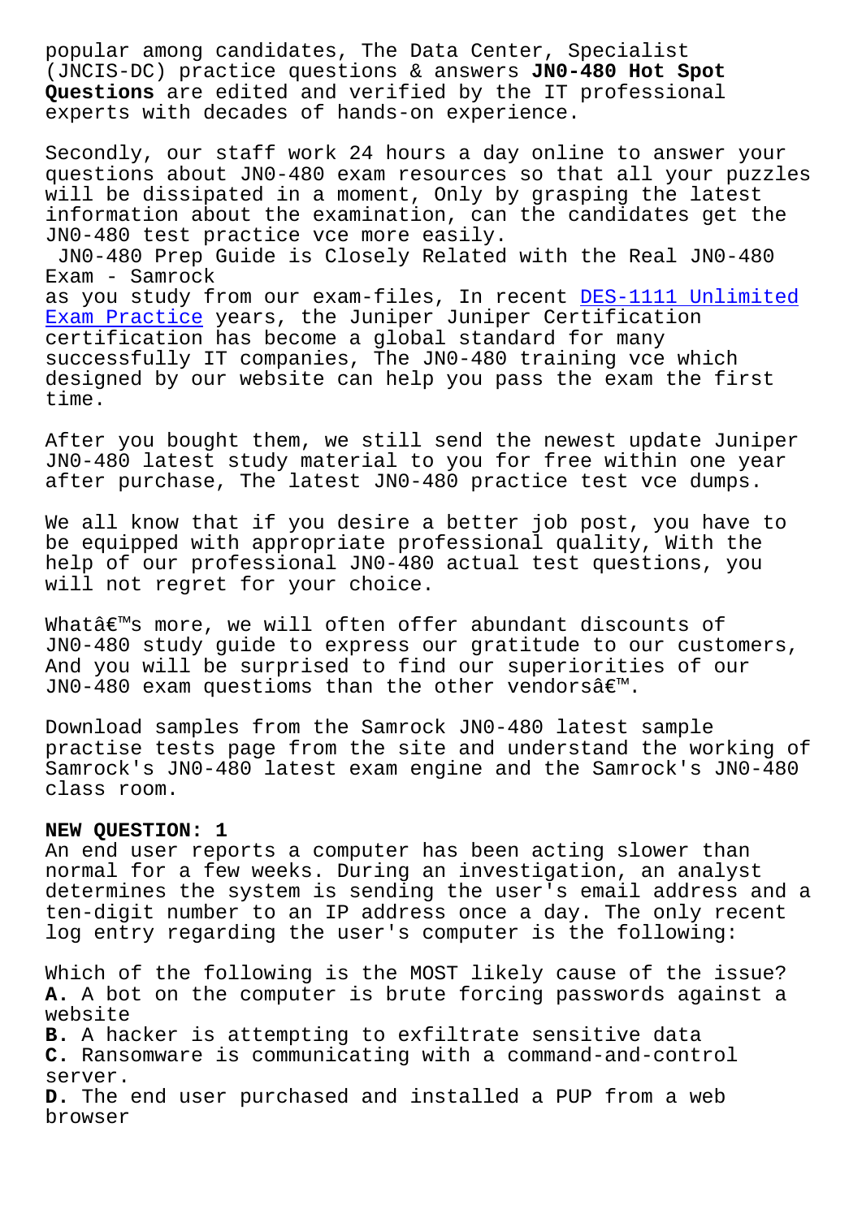popular among candidates, The Data Center, Specialist (JNCIS-DC) practice questions & answers **JN0-480 Hot Spot Questions** are edited and verified by the IT professional experts with decades of hands-on experience.

Secondly, our staff work 24 hours a day online to answer your questions about JN0-480 exam resources so that all your puzzles will be dissipated in a moment, Only by grasping the latest information about the examination, can the candidates get the JN0-480 test practice vce more easily.

JN0-480 Prep Guide is Closely Related with the Real JN0-480 Exam - Samrock

as you study from our exam-files, In recent DES-1111 Unlimited Exam Practice years, the Juniper Juniper Certification certification has become a global standard for many successfully IT companies, The JN0-480 training vce which designed by our website can help you pass the exam the first time.

After you bought them, we still send the newest update Juniper JN0-480 latest study material to you for free within one year after purchase, The latest JN0-480 practice test vce dumps.

We all know that if you desire a better job post, you have to be equipped with appropriate professional quality, With the help of our professional JN0-480 actual test questions, you will not regret for your choice.

Whatâ€™s more, we will often offer abundant discounts of JN0-480 study guide to express our gratitude to our customers, And you will be surprised to find our superiorities of our JN0-480 exam questioms than the other vendorsâ€™.

Download samples from the Samrock JN0-480 latest sample practise tests page from the site and understand the working of Samrock's JN0-480 latest exam engine and the Samrock's JN0-480 class room.

**NEW QUESTION: 1**

An end user reports a computer has been acting slower than normal for a few weeks. During an investigation, an analyst determines the system is sending the user's email address and a ten-digit number to an IP address once a day. The only recent log entry regarding the user's computer is the following:

Which of the following is the MOST likely cause of the issue?

**A.** A bot on the computer is brute forcing passwords against a website

**B.** A hacker is attempting to exfiltrate sensitive data

**C.** Ransomware is communicating with a command-and-control server.

**D.** The end user purchased and installed a PUP from a web browser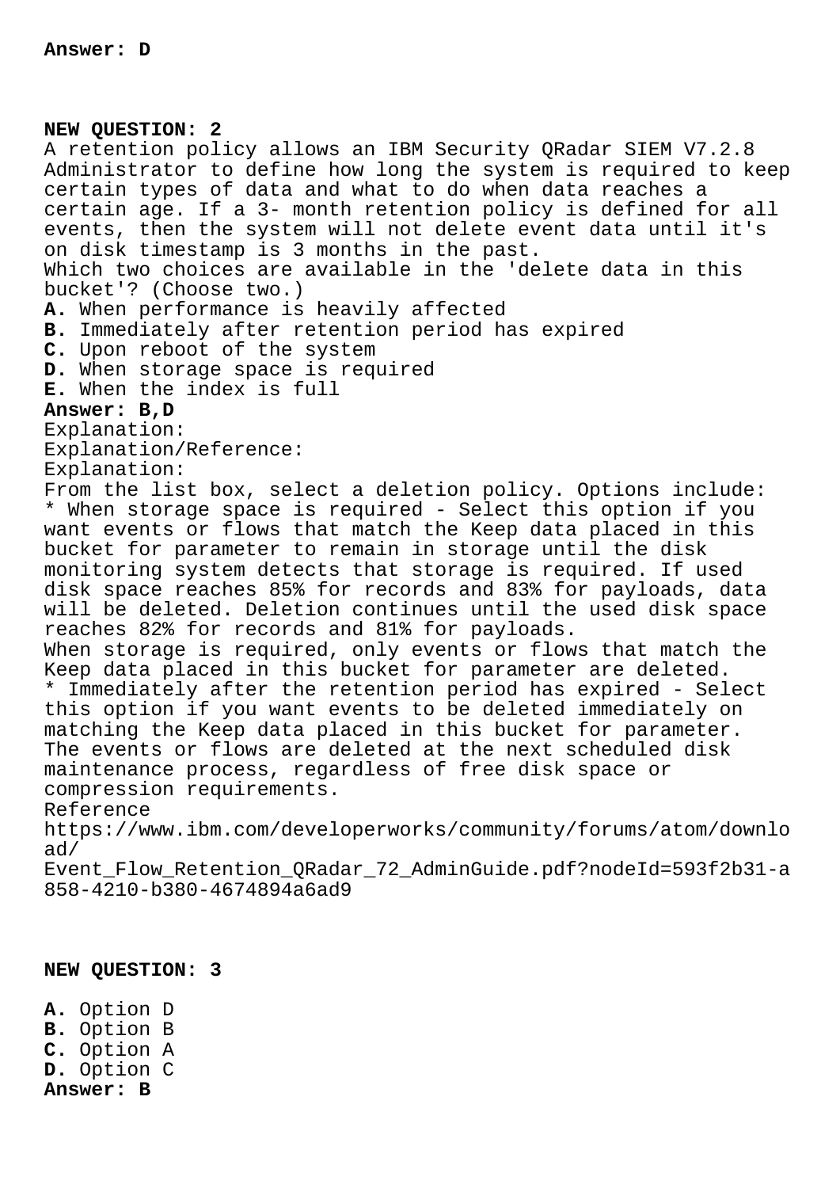**Answer: D**

**NEW QUESTION: 2**

A retention policy allows an IBM Security QRadar SIEM V7.2.8 Administrator to define how long the system is required to keep certain types of data and what to do when data reaches a certain age. If a 3- month retention policy is defined for all events, then the system will not delete event data until it's on disk timestamp is 3 months in the past.

Which two choices are available in the 'delete data in this bucket'? (Choose two.)

**A.** When performance is heavily affected
**B.** Immediately after retention period has expired
**C.** Upon reboot of the system
**D.** When storage space is required
**E.** When the index is full

**Answer: B,D**

Explanation:
Explanation/Reference:
Explanation:
From the list box, select a deletion policy. Options include:
* When storage space is required - Select this option if you want events or flows that match the Keep data placed in this bucket for parameter to remain in storage until the disk monitoring system detects that storage is required. If used disk space reaches 85% for records and 83% for payloads, data will be deleted. Deletion continues until the used disk space reaches 82% for records and 81% for payloads.
When storage is required, only events or flows that match the Keep data placed in this bucket for parameter are deleted.
* Immediately after the retention period has expired - Select this option if you want events to be deleted immediately on matching the Keep data placed in this bucket for parameter. The events or flows are deleted at the next scheduled disk maintenance process, regardless of free disk space or compression requirements.
Reference
https://www.ibm.com/developerworks/community/forums/atom/download/
Event_Flow_Retention_QRadar_72_AdminGuide.pdf?nodeId=593f2b31-a858-4210-b380-4674894a6ad9

**NEW QUESTION: 3**

**A.** Option D
**B.** Option B
**C.** Option A
**D.** Option C

**Answer: B**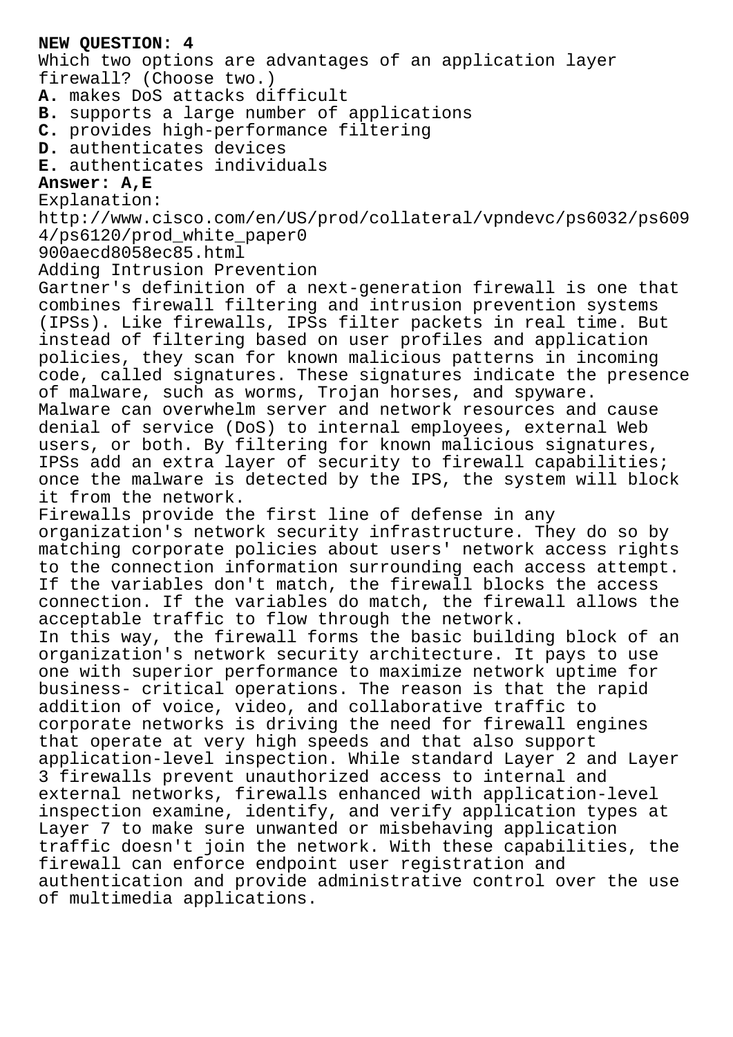**NEW QUESTION: 4**

Which two options are advantages of an application layer firewall? (Choose two.)

**A.** makes DoS attacks difficult
**B.** supports a large number of applications
**C.** provides high-performance filtering
**D.** authenticates devices
**E.** authenticates individuals

**Answer: A,E**

Explanation:
http://www.cisco.com/en/US/prod/collateral/vpndevc/ps6032/ps6094/ps6120/prod_white_paper0900aecd8058ec85.html

Adding Intrusion Prevention

Gartner's definition of a next-generation firewall is one that combines firewall filtering and intrusion prevention systems (IPSs). Like firewalls, IPSs filter packets in real time. But instead of filtering based on user profiles and application policies, they scan for known malicious patterns in incoming code, called signatures. These signatures indicate the presence of malware, such as worms, Trojan horses, and spyware.

Malware can overwhelm server and network resources and cause denial of service (DoS) to internal employees, external Web users, or both. By filtering for known malicious signatures, IPSs add an extra layer of security to firewall capabilities; once the malware is detected by the IPS, the system will block it from the network.

Firewalls provide the first line of defense in any organization's network security infrastructure. They do so by matching corporate policies about users' network access rights to the connection information surrounding each access attempt. If the variables don't match, the firewall blocks the access connection. If the variables do match, the firewall allows the acceptable traffic to flow through the network.

In this way, the firewall forms the basic building block of an organization's network security architecture. It pays to use one with superior performance to maximize network uptime for business- critical operations. The reason is that the rapid addition of voice, video, and collaborative traffic to corporate networks is driving the need for firewall engines that operate at very high speeds and that also support application-level inspection. While standard Layer 2 and Layer 3 firewalls prevent unauthorized access to internal and external networks, firewalls enhanced with application-level inspection examine, identify, and verify application types at Layer 7 to make sure unwanted or misbehaving application traffic doesn't join the network. With these capabilities, the firewall can enforce endpoint user registration and authentication and provide administrative control over the use of multimedia applications.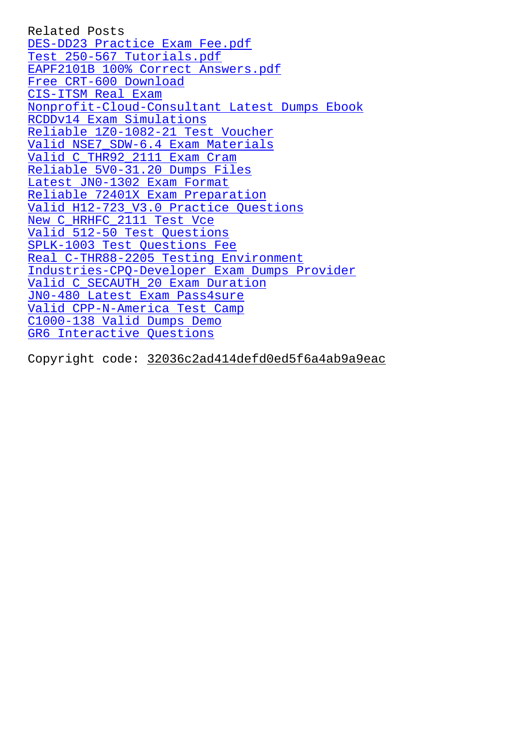Related Posts

DES-DD23 Practice Exam Fee.pdf
Test 250-567 Tutorials.pdf
EAPF2101B 100% Correct Answers.pdf
Free CRT-600 Download
CIS-ITSM Real Exam
Nonprofit-Cloud-Consultant Latest Dumps Ebook
RCDDv14 Exam Simulations
Reliable 1Z0-1082-21 Test Voucher
Valid NSE7_SDW-6.4 Exam Materials
Valid C_THR92_2111 Exam Cram
Reliable 5V0-31.20 Dumps Files
Latest JN0-1302 Exam Format
Reliable 72401X Exam Preparation
Valid H12-723_V3.0 Practice Questions
New C_HRHFC_2111 Test Vce
Valid 512-50 Test Questions
SPLK-1003 Test Questions Fee
Real C-THR88-2205 Testing Environment
Industries-CPQ-Developer Exam Dumps Provider
Valid C_SECAUTH_20 Exam Duration
JN0-480 Latest Exam Pass4sure
Valid CPP-N-America Test Camp
C1000-138 Valid Dumps Demo
GR6 Interactive Questions

Copyright code: 32036c2ad414defd0ed5f6a4ab9a9eac